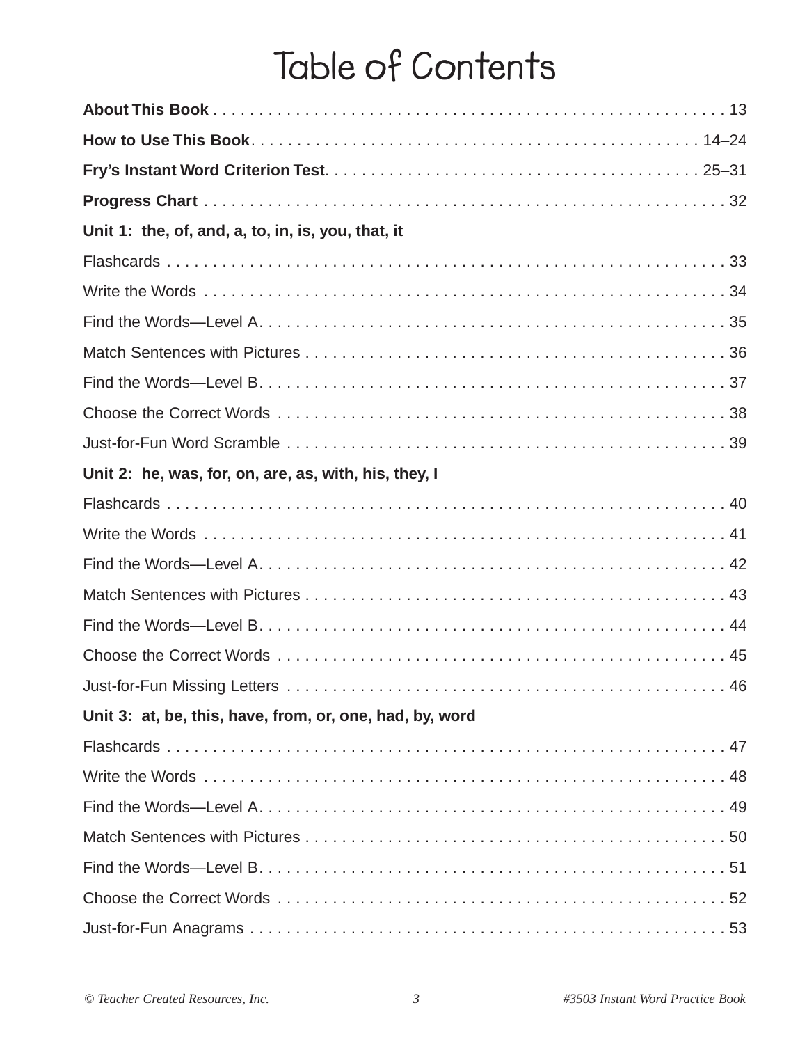# Table of Contents

**About This Book** . . . . . . . . . . . . . . . . . . . . . . . . . . . . . . . . . . . . . . . . . . . . . . . . . . . . . . . 13

**How to Use This Book** . . . . . . . . . . . . . . . . . . . . . . . . . . . . . . . . . . . . . . . . . . . . . . . . 14–24

**Fry's Instant Word Criterion Test** . . . . . . . . . . . . . . . . . . . . . . . . . . . . . . . . . . . . . . . . 25–31

**Progress Chart** . . . . . . . . . . . . . . . . . . . . . . . . . . . . . . . . . . . . . . . . . . . . . . . . . . . . . . 32

**Unit 1: the, of, and, a, to, in, is, you, that, it**

Flashcards . . . . . . . . . . . . . . . . . . . . . . . . . . . . . . . . . . . . . . . . . . . . . . . . . . . . . . . . . . 33

Write the Words . . . . . . . . . . . . . . . . . . . . . . . . . . . . . . . . . . . . . . . . . . . . . . . . . . . . . . 34

Find the Words—Level A . . . . . . . . . . . . . . . . . . . . . . . . . . . . . . . . . . . . . . . . . . . . . . . . 35

Match Sentences with Pictures . . . . . . . . . . . . . . . . . . . . . . . . . . . . . . . . . . . . . . . . . . . . 36

Find the Words—Level B . . . . . . . . . . . . . . . . . . . . . . . . . . . . . . . . . . . . . . . . . . . . . . . . 37

Choose the Correct Words . . . . . . . . . . . . . . . . . . . . . . . . . . . . . . . . . . . . . . . . . . . . . . . 38

Just-for-Fun Word Scramble . . . . . . . . . . . . . . . . . . . . . . . . . . . . . . . . . . . . . . . . . . . . . . 39

**Unit 2: he, was, for, on, are, as, with, his, they, I**

Flashcards . . . . . . . . . . . . . . . . . . . . . . . . . . . . . . . . . . . . . . . . . . . . . . . . . . . . . . . . . . 40

Write the Words . . . . . . . . . . . . . . . . . . . . . . . . . . . . . . . . . . . . . . . . . . . . . . . . . . . . . . 41

Find the Words—Level A . . . . . . . . . . . . . . . . . . . . . . . . . . . . . . . . . . . . . . . . . . . . . . . . 42

Match Sentences with Pictures . . . . . . . . . . . . . . . . . . . . . . . . . . . . . . . . . . . . . . . . . . . . 43

Find the Words—Level B . . . . . . . . . . . . . . . . . . . . . . . . . . . . . . . . . . . . . . . . . . . . . . . . 44

Choose the Correct Words . . . . . . . . . . . . . . . . . . . . . . . . . . . . . . . . . . . . . . . . . . . . . . . 45

Just-for-Fun Missing Letters . . . . . . . . . . . . . . . . . . . . . . . . . . . . . . . . . . . . . . . . . . . . . . 46

**Unit 3: at, be, this, have, from, or, one, had, by, word**

Flashcards . . . . . . . . . . . . . . . . . . . . . . . . . . . . . . . . . . . . . . . . . . . . . . . . . . . . . . . . . . 47

Write the Words . . . . . . . . . . . . . . . . . . . . . . . . . . . . . . . . . . . . . . . . . . . . . . . . . . . . . . 48

Find the Words—Level A . . . . . . . . . . . . . . . . . . . . . . . . . . . . . . . . . . . . . . . . . . . . . . . . 49

Match Sentences with Pictures . . . . . . . . . . . . . . . . . . . . . . . . . . . . . . . . . . . . . . . . . . . . 50

Find the Words—Level B . . . . . . . . . . . . . . . . . . . . . . . . . . . . . . . . . . . . . . . . . . . . . . . . 51

Choose the Correct Words . . . . . . . . . . . . . . . . . . . . . . . . . . . . . . . . . . . . . . . . . . . . . . . 52

Just-for-Fun Anagrams . . . . . . . . . . . . . . . . . . . . . . . . . . . . . . . . . . . . . . . . . . . . . . . . . . 53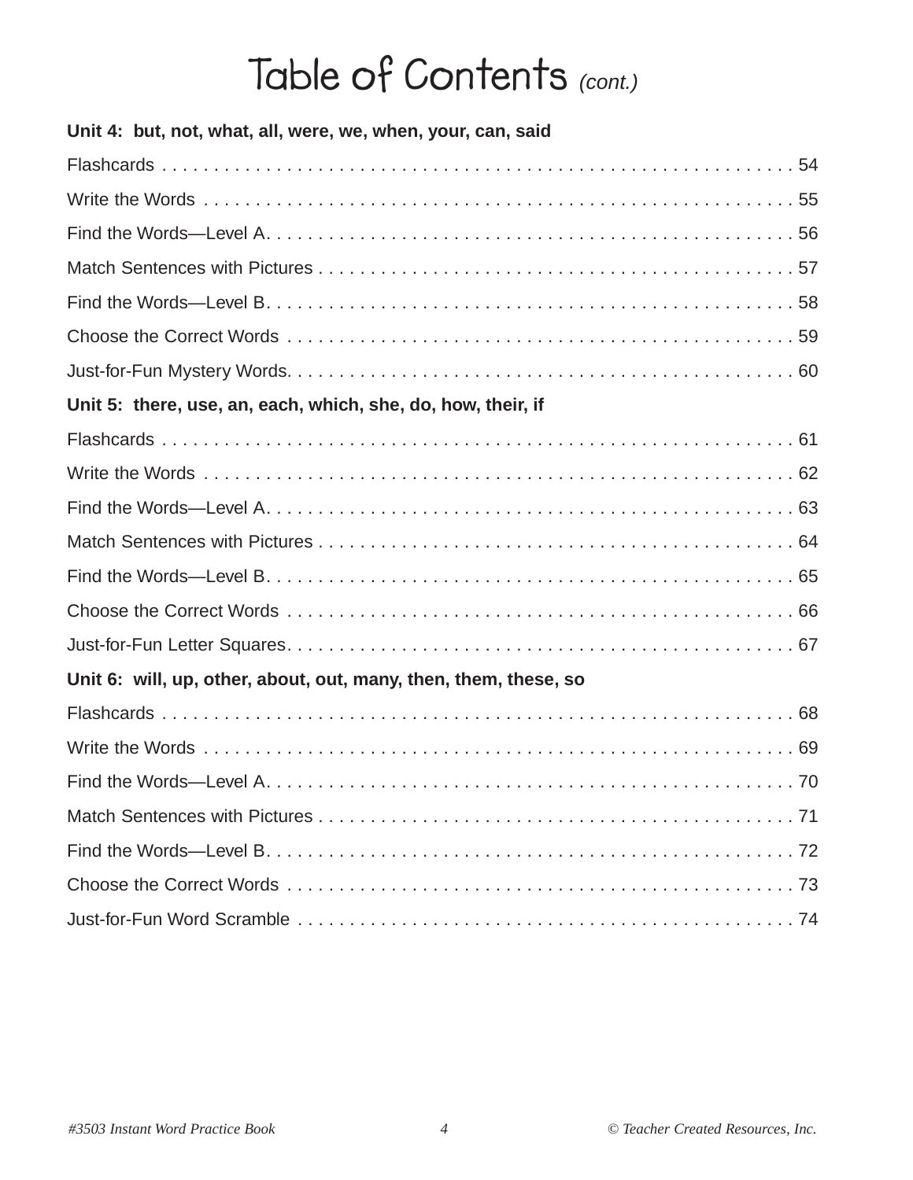# Table of Contents *(cont.)*

**Unit 4: but, not, what, all, were, we, when, your, can, said**

Flashcards . . . . . . . . . . . . . . . . . . . . . . . . . . . . . . . . . . . . . . . . . . . . . . . . . . . . . . . . . . 54

Write the Words . . . . . . . . . . . . . . . . . . . . . . . . . . . . . . . . . . . . . . . . . . . . . . . . . . . . . . . 55

Find the Words—Level A. . . . . . . . . . . . . . . . . . . . . . . . . . . . . . . . . . . . . . . . . . . . . . . . . . 56

Match Sentences with Pictures . . . . . . . . . . . . . . . . . . . . . . . . . . . . . . . . . . . . . . . . . . . . . 57

Find the Words—Level B. . . . . . . . . . . . . . . . . . . . . . . . . . . . . . . . . . . . . . . . . . . . . . . . . . 58

Choose the Correct Words . . . . . . . . . . . . . . . . . . . . . . . . . . . . . . . . . . . . . . . . . . . . . . . . 59

Just-for-Fun Mystery Words. . . . . . . . . . . . . . . . . . . . . . . . . . . . . . . . . . . . . . . . . . . . . . . . 60

**Unit 5: there, use, an, each, which, she, do, how, their, if**

Flashcards . . . . . . . . . . . . . . . . . . . . . . . . . . . . . . . . . . . . . . . . . . . . . . . . . . . . . . . . . . 61

Write the Words . . . . . . . . . . . . . . . . . . . . . . . . . . . . . . . . . . . . . . . . . . . . . . . . . . . . . . . 62

Find the Words—Level A. . . . . . . . . . . . . . . . . . . . . . . . . . . . . . . . . . . . . . . . . . . . . . . . . . 63

Match Sentences with Pictures . . . . . . . . . . . . . . . . . . . . . . . . . . . . . . . . . . . . . . . . . . . . . 64

Find the Words—Level B. . . . . . . . . . . . . . . . . . . . . . . . . . . . . . . . . . . . . . . . . . . . . . . . . . 65

Choose the Correct Words . . . . . . . . . . . . . . . . . . . . . . . . . . . . . . . . . . . . . . . . . . . . . . . . 66

Just-for-Fun Letter Squares. . . . . . . . . . . . . . . . . . . . . . . . . . . . . . . . . . . . . . . . . . . . . . . . 67

**Unit 6: will, up, other, about, out, many, then, them, these, so**

Flashcards . . . . . . . . . . . . . . . . . . . . . . . . . . . . . . . . . . . . . . . . . . . . . . . . . . . . . . . . . . 68

Write the Words . . . . . . . . . . . . . . . . . . . . . . . . . . . . . . . . . . . . . . . . . . . . . . . . . . . . . . . 69

Find the Words—Level A. . . . . . . . . . . . . . . . . . . . . . . . . . . . . . . . . . . . . . . . . . . . . . . . . . 70

Match Sentences with Pictures . . . . . . . . . . . . . . . . . . . . . . . . . . . . . . . . . . . . . . . . . . . . . 71

Find the Words—Level B. . . . . . . . . . . . . . . . . . . . . . . . . . . . . . . . . . . . . . . . . . . . . . . . . . 72

Choose the Correct Words . . . . . . . . . . . . . . . . . . . . . . . . . . . . . . . . . . . . . . . . . . . . . . . . 73

Just-for-Fun Word Scramble . . . . . . . . . . . . . . . . . . . . . . . . . . . . . . . . . . . . . . . . . . . . . . . 74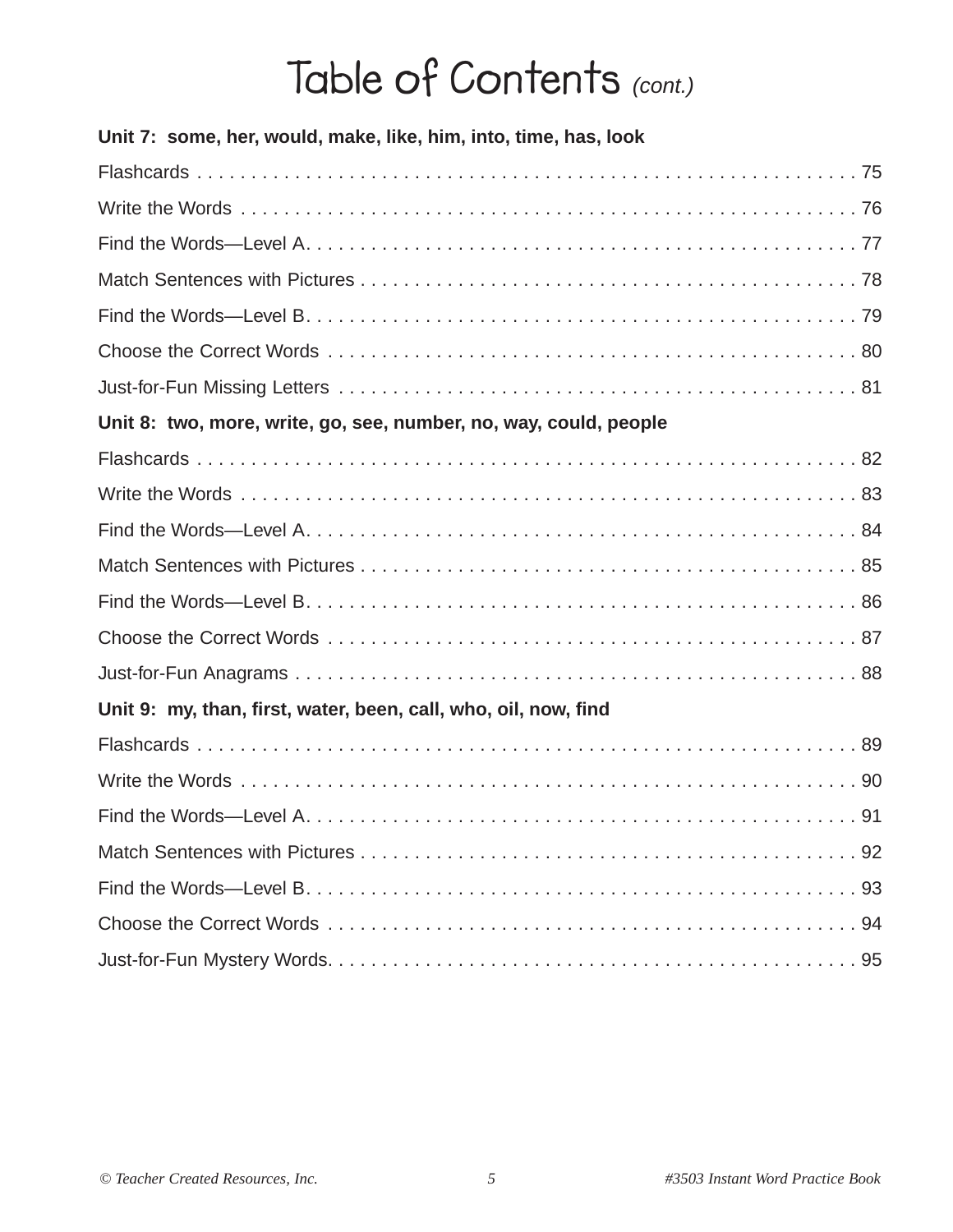# Table of Contents *(cont.)*

**Unit 7: some, her, would, make, like, him, into, time, has, look**

Flashcards . . . . . . . . . . . . . . . . . . . . . . . . . . . . . . . . . . . . . . . . . . . . . . . . . . . . . . . . . . . . 75

Write the Words . . . . . . . . . . . . . . . . . . . . . . . . . . . . . . . . . . . . . . . . . . . . . . . . . . . . . . . . . . 76

Find the Words—Level A. . . . . . . . . . . . . . . . . . . . . . . . . . . . . . . . . . . . . . . . . . . . . . . . . . . . . 77

Match Sentences with Pictures . . . . . . . . . . . . . . . . . . . . . . . . . . . . . . . . . . . . . . . . . . . . . . . . 78

Find the Words—Level B. . . . . . . . . . . . . . . . . . . . . . . . . . . . . . . . . . . . . . . . . . . . . . . . . . . . . 79

Choose the Correct Words . . . . . . . . . . . . . . . . . . . . . . . . . . . . . . . . . . . . . . . . . . . . . . . . . . . 80

Just-for-Fun Missing Letters . . . . . . . . . . . . . . . . . . . . . . . . . . . . . . . . . . . . . . . . . . . . . . . . . . 81

**Unit 8: two, more, write, go, see, number, no, way, could, people**

Flashcards . . . . . . . . . . . . . . . . . . . . . . . . . . . . . . . . . . . . . . . . . . . . . . . . . . . . . . . . . . . . 82

Write the Words . . . . . . . . . . . . . . . . . . . . . . . . . . . . . . . . . . . . . . . . . . . . . . . . . . . . . . . . . . 83

Find the Words—Level A. . . . . . . . . . . . . . . . . . . . . . . . . . . . . . . . . . . . . . . . . . . . . . . . . . . . . 84

Match Sentences with Pictures . . . . . . . . . . . . . . . . . . . . . . . . . . . . . . . . . . . . . . . . . . . . . . . . 85

Find the Words—Level B. . . . . . . . . . . . . . . . . . . . . . . . . . . . . . . . . . . . . . . . . . . . . . . . . . . . . 86

Choose the Correct Words . . . . . . . . . . . . . . . . . . . . . . . . . . . . . . . . . . . . . . . . . . . . . . . . . . . 87

Just-for-Fun Anagrams . . . . . . . . . . . . . . . . . . . . . . . . . . . . . . . . . . . . . . . . . . . . . . . . . . . . . . 88

**Unit 9: my, than, first, water, been, call, who, oil, now, find**

Flashcards . . . . . . . . . . . . . . . . . . . . . . . . . . . . . . . . . . . . . . . . . . . . . . . . . . . . . . . . . . . . 89

Write the Words . . . . . . . . . . . . . . . . . . . . . . . . . . . . . . . . . . . . . . . . . . . . . . . . . . . . . . . . . . 90

Find the Words—Level A. . . . . . . . . . . . . . . . . . . . . . . . . . . . . . . . . . . . . . . . . . . . . . . . . . . . . 91

Match Sentences with Pictures . . . . . . . . . . . . . . . . . . . . . . . . . . . . . . . . . . . . . . . . . . . . . . . . 92

Find the Words—Level B. . . . . . . . . . . . . . . . . . . . . . . . . . . . . . . . . . . . . . . . . . . . . . . . . . . . . 93

Choose the Correct Words . . . . . . . . . . . . . . . . . . . . . . . . . . . . . . . . . . . . . . . . . . . . . . . . . . . 94

Just-for-Fun Mystery Words. . . . . . . . . . . . . . . . . . . . . . . . . . . . . . . . . . . . . . . . . . . . . . . . . . . 95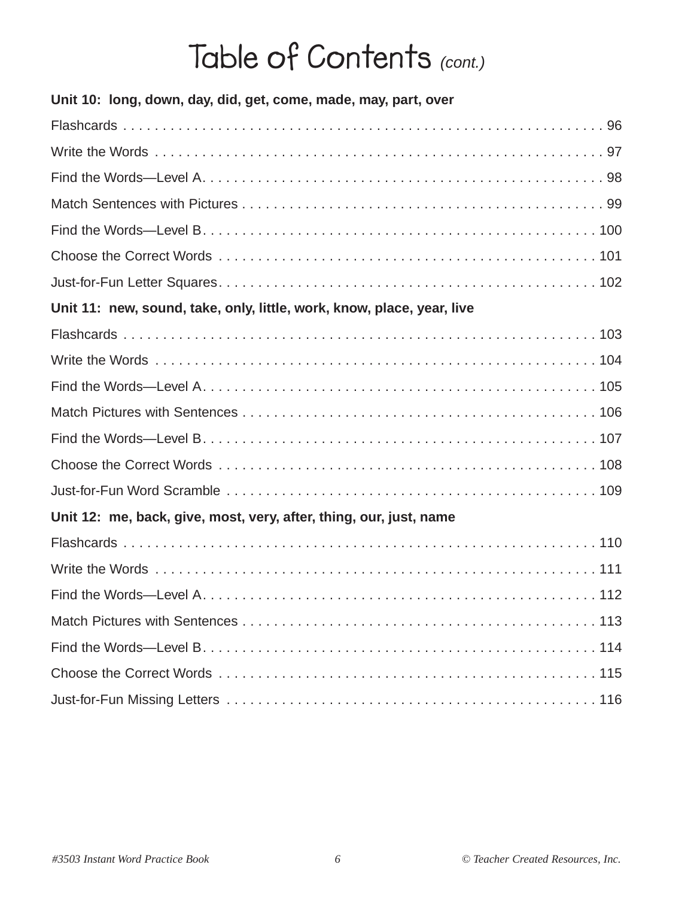# Table of Contents *(cont.)*

**Unit 10: long, down, day, did, get, come, made, may, part, over**

Flashcards . . . . . . . . . . . . . . . . . . . . . . . . . . . . . . . . . . . . . . . . . . . . . . . . . . . . . . . . 96

Write the Words . . . . . . . . . . . . . . . . . . . . . . . . . . . . . . . . . . . . . . . . . . . . . . . . . . . . . 97

Find the Words—Level A. . . . . . . . . . . . . . . . . . . . . . . . . . . . . . . . . . . . . . . . . . . . . . . . 98

Match Sentences with Pictures . . . . . . . . . . . . . . . . . . . . . . . . . . . . . . . . . . . . . . . . . . . 99

Find the Words—Level B. . . . . . . . . . . . . . . . . . . . . . . . . . . . . . . . . . . . . . . . . . . . . . . . 100

Choose the Correct Words . . . . . . . . . . . . . . . . . . . . . . . . . . . . . . . . . . . . . . . . . . . . . . 101

Just-for-Fun Letter Squares. . . . . . . . . . . . . . . . . . . . . . . . . . . . . . . . . . . . . . . . . . . . . . 102

**Unit 11: new, sound, take, only, little, work, know, place, year, live**

Flashcards . . . . . . . . . . . . . . . . . . . . . . . . . . . . . . . . . . . . . . . . . . . . . . . . . . . . . . . . 103

Write the Words . . . . . . . . . . . . . . . . . . . . . . . . . . . . . . . . . . . . . . . . . . . . . . . . . . . . . 104

Find the Words—Level A. . . . . . . . . . . . . . . . . . . . . . . . . . . . . . . . . . . . . . . . . . . . . . . . 105

Match Pictures with Sentences . . . . . . . . . . . . . . . . . . . . . . . . . . . . . . . . . . . . . . . . . . . 106

Find the Words—Level B. . . . . . . . . . . . . . . . . . . . . . . . . . . . . . . . . . . . . . . . . . . . . . . . 107

Choose the Correct Words . . . . . . . . . . . . . . . . . . . . . . . . . . . . . . . . . . . . . . . . . . . . . . 108

Just-for-Fun Word Scramble . . . . . . . . . . . . . . . . . . . . . . . . . . . . . . . . . . . . . . . . . . . . . 109

**Unit 12: me, back, give, most, very, after, thing, our, just, name**

Flashcards . . . . . . . . . . . . . . . . . . . . . . . . . . . . . . . . . . . . . . . . . . . . . . . . . . . . . . . . 110

Write the Words . . . . . . . . . . . . . . . . . . . . . . . . . . . . . . . . . . . . . . . . . . . . . . . . . . . . . 111

Find the Words—Level A. . . . . . . . . . . . . . . . . . . . . . . . . . . . . . . . . . . . . . . . . . . . . . . . 112

Match Pictures with Sentences . . . . . . . . . . . . . . . . . . . . . . . . . . . . . . . . . . . . . . . . . . . 113

Find the Words—Level B. . . . . . . . . . . . . . . . . . . . . . . . . . . . . . . . . . . . . . . . . . . . . . . . 114

Choose the Correct Words . . . . . . . . . . . . . . . . . . . . . . . . . . . . . . . . . . . . . . . . . . . . . . 115

Just-for-Fun Missing Letters . . . . . . . . . . . . . . . . . . . . . . . . . . . . . . . . . . . . . . . . . . . . . 116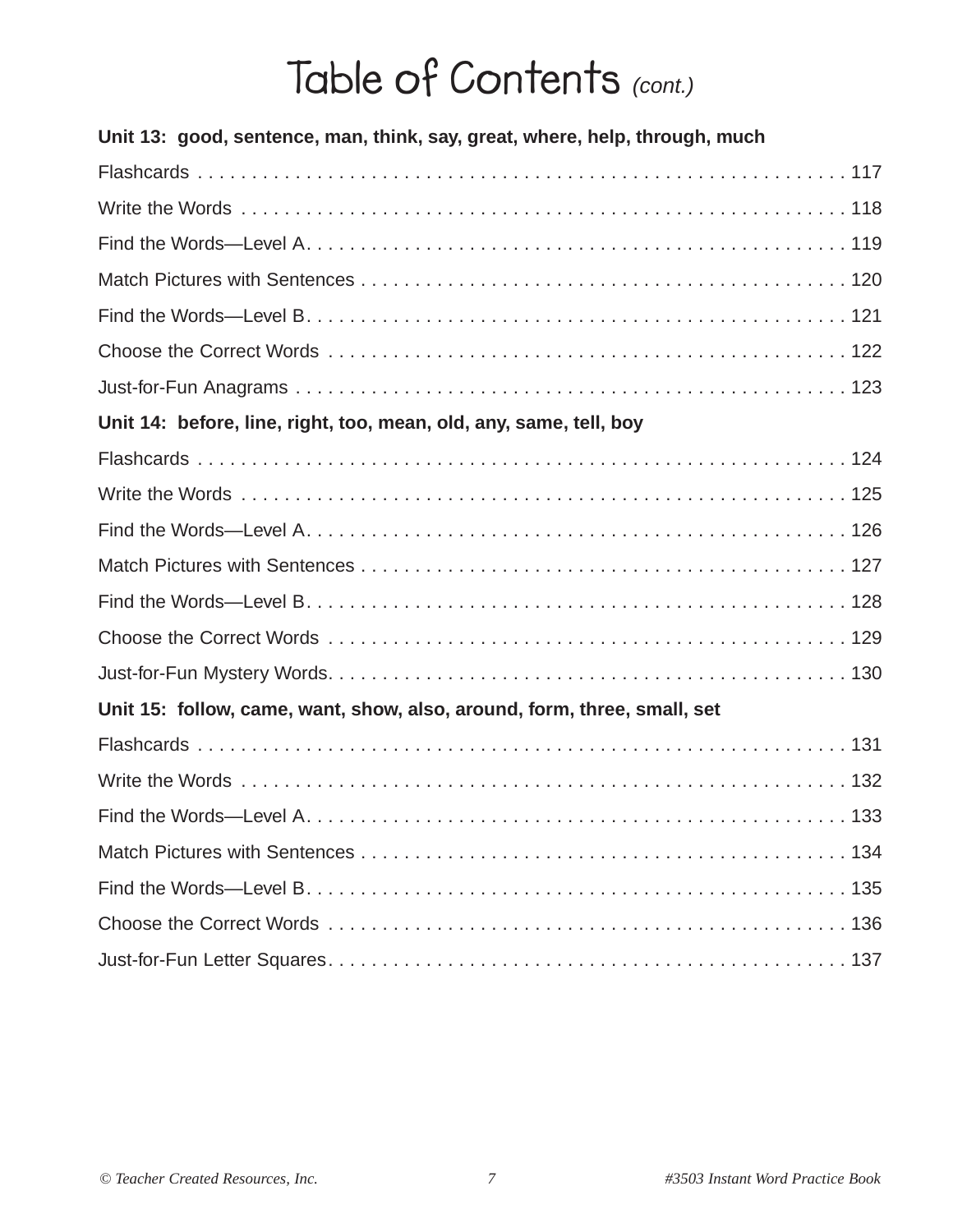# Table of Contents *(cont.)*

**Unit 13: good, sentence, man, think, say, great, where, help, through, much**

Flashcards . . . . . . . . . . . . . . . . . . . . . . . . . . . . . . . . . . . . . . . . . . . . . . . . . . . . . . . . . . . . 117

Write the Words . . . . . . . . . . . . . . . . . . . . . . . . . . . . . . . . . . . . . . . . . . . . . . . . . . . . . . . . . . 118

Find the Words—Level A . . . . . . . . . . . . . . . . . . . . . . . . . . . . . . . . . . . . . . . . . . . . . . . . . . . . 119

Match Pictures with Sentences . . . . . . . . . . . . . . . . . . . . . . . . . . . . . . . . . . . . . . . . . . . . . . . 120

Find the Words—Level B . . . . . . . . . . . . . . . . . . . . . . . . . . . . . . . . . . . . . . . . . . . . . . . . . . . . 121

Choose the Correct Words . . . . . . . . . . . . . . . . . . . . . . . . . . . . . . . . . . . . . . . . . . . . . . . . . . 122

Just-for-Fun Anagrams . . . . . . . . . . . . . . . . . . . . . . . . . . . . . . . . . . . . . . . . . . . . . . . . . . . . . 123

**Unit 14: before, line, right, too, mean, old, any, same, tell, boy**

Flashcards . . . . . . . . . . . . . . . . . . . . . . . . . . . . . . . . . . . . . . . . . . . . . . . . . . . . . . . . . . . . 124

Write the Words . . . . . . . . . . . . . . . . . . . . . . . . . . . . . . . . . . . . . . . . . . . . . . . . . . . . . . . . . . 125

Find the Words—Level A . . . . . . . . . . . . . . . . . . . . . . . . . . . . . . . . . . . . . . . . . . . . . . . . . . . . 126

Match Pictures with Sentences . . . . . . . . . . . . . . . . . . . . . . . . . . . . . . . . . . . . . . . . . . . . . . . 127

Find the Words—Level B . . . . . . . . . . . . . . . . . . . . . . . . . . . . . . . . . . . . . . . . . . . . . . . . . . . . 128

Choose the Correct Words . . . . . . . . . . . . . . . . . . . . . . . . . . . . . . . . . . . . . . . . . . . . . . . . . . 129

Just-for-Fun Mystery Words . . . . . . . . . . . . . . . . . . . . . . . . . . . . . . . . . . . . . . . . . . . . . . . . . 130

**Unit 15: follow, came, want, show, also, around, form, three, small, set**

Flashcards . . . . . . . . . . . . . . . . . . . . . . . . . . . . . . . . . . . . . . . . . . . . . . . . . . . . . . . . . . . . 131

Write the Words . . . . . . . . . . . . . . . . . . . . . . . . . . . . . . . . . . . . . . . . . . . . . . . . . . . . . . . . . . 132

Find the Words—Level A . . . . . . . . . . . . . . . . . . . . . . . . . . . . . . . . . . . . . . . . . . . . . . . . . . . . 133

Match Pictures with Sentences . . . . . . . . . . . . . . . . . . . . . . . . . . . . . . . . . . . . . . . . . . . . . . . 134

Find the Words—Level B . . . . . . . . . . . . . . . . . . . . . . . . . . . . . . . . . . . . . . . . . . . . . . . . . . . . 135

Choose the Correct Words . . . . . . . . . . . . . . . . . . . . . . . . . . . . . . . . . . . . . . . . . . . . . . . . . . 136

Just-for-Fun Letter Squares . . . . . . . . . . . . . . . . . . . . . . . . . . . . . . . . . . . . . . . . . . . . . . . . . 137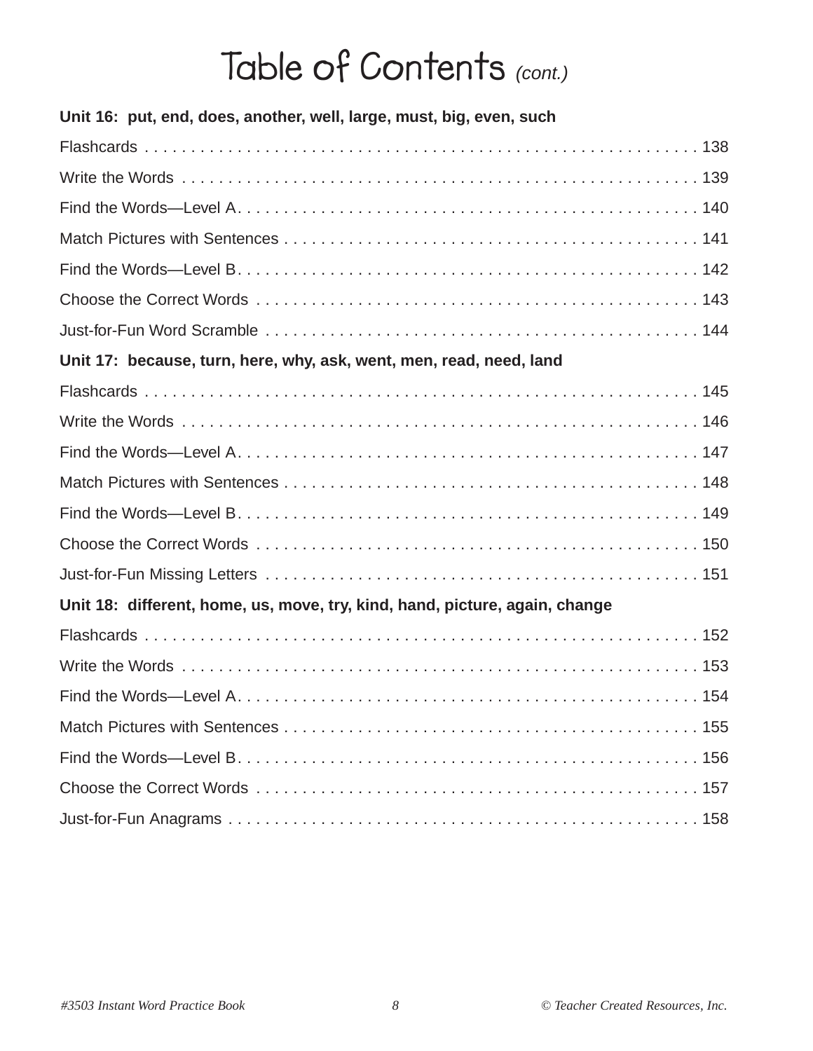# Table of Contents *(cont.)*

**Unit 16: put, end, does, another, well, large, must, big, even, such**

Flashcards . . . . . . . . . . . . . . . . . . . . . . . . . . . . . . . . . . . . . . . . . . . . . . . . . . . . . . . 138

Write the Words . . . . . . . . . . . . . . . . . . . . . . . . . . . . . . . . . . . . . . . . . . . . . . . . . . . . 139

Find the Words—Level A. . . . . . . . . . . . . . . . . . . . . . . . . . . . . . . . . . . . . . . . . . . . . . . 140

Match Pictures with Sentences . . . . . . . . . . . . . . . . . . . . . . . . . . . . . . . . . . . . . . . . . . 141

Find the Words—Level B. . . . . . . . . . . . . . . . . . . . . . . . . . . . . . . . . . . . . . . . . . . . . . . 142

Choose the Correct Words . . . . . . . . . . . . . . . . . . . . . . . . . . . . . . . . . . . . . . . . . . . . . 143

Just-for-Fun Word Scramble . . . . . . . . . . . . . . . . . . . . . . . . . . . . . . . . . . . . . . . . . . . . 144

**Unit 17: because, turn, here, why, ask, went, men, read, need, land**

Flashcards . . . . . . . . . . . . . . . . . . . . . . . . . . . . . . . . . . . . . . . . . . . . . . . . . . . . . . . 145

Write the Words . . . . . . . . . . . . . . . . . . . . . . . . . . . . . . . . . . . . . . . . . . . . . . . . . . . . . 146

Find the Words—Level A. . . . . . . . . . . . . . . . . . . . . . . . . . . . . . . . . . . . . . . . . . . . . . . 147

Match Pictures with Sentences . . . . . . . . . . . . . . . . . . . . . . . . . . . . . . . . . . . . . . . . . . 148

Find the Words—Level B. . . . . . . . . . . . . . . . . . . . . . . . . . . . . . . . . . . . . . . . . . . . . . . 149

Choose the Correct Words . . . . . . . . . . . . . . . . . . . . . . . . . . . . . . . . . . . . . . . . . . . . . 150

Just-for-Fun Missing Letters . . . . . . . . . . . . . . . . . . . . . . . . . . . . . . . . . . . . . . . . . . . . 151

**Unit 18: different, home, us, move, try, kind, hand, picture, again, change**

Flashcards . . . . . . . . . . . . . . . . . . . . . . . . . . . . . . . . . . . . . . . . . . . . . . . . . . . . . . . 152

Write the Words . . . . . . . . . . . . . . . . . . . . . . . . . . . . . . . . . . . . . . . . . . . . . . . . . . . . . 153

Find the Words—Level A. . . . . . . . . . . . . . . . . . . . . . . . . . . . . . . . . . . . . . . . . . . . . . . 154

Match Pictures with Sentences . . . . . . . . . . . . . . . . . . . . . . . . . . . . . . . . . . . . . . . . . . 155

Find the Words—Level B. . . . . . . . . . . . . . . . . . . . . . . . . . . . . . . . . . . . . . . . . . . . . . . 156

Choose the Correct Words . . . . . . . . . . . . . . . . . . . . . . . . . . . . . . . . . . . . . . . . . . . . . 157

Just-for-Fun Anagrams . . . . . . . . . . . . . . . . . . . . . . . . . . . . . . . . . . . . . . . . . . . . . . . . 158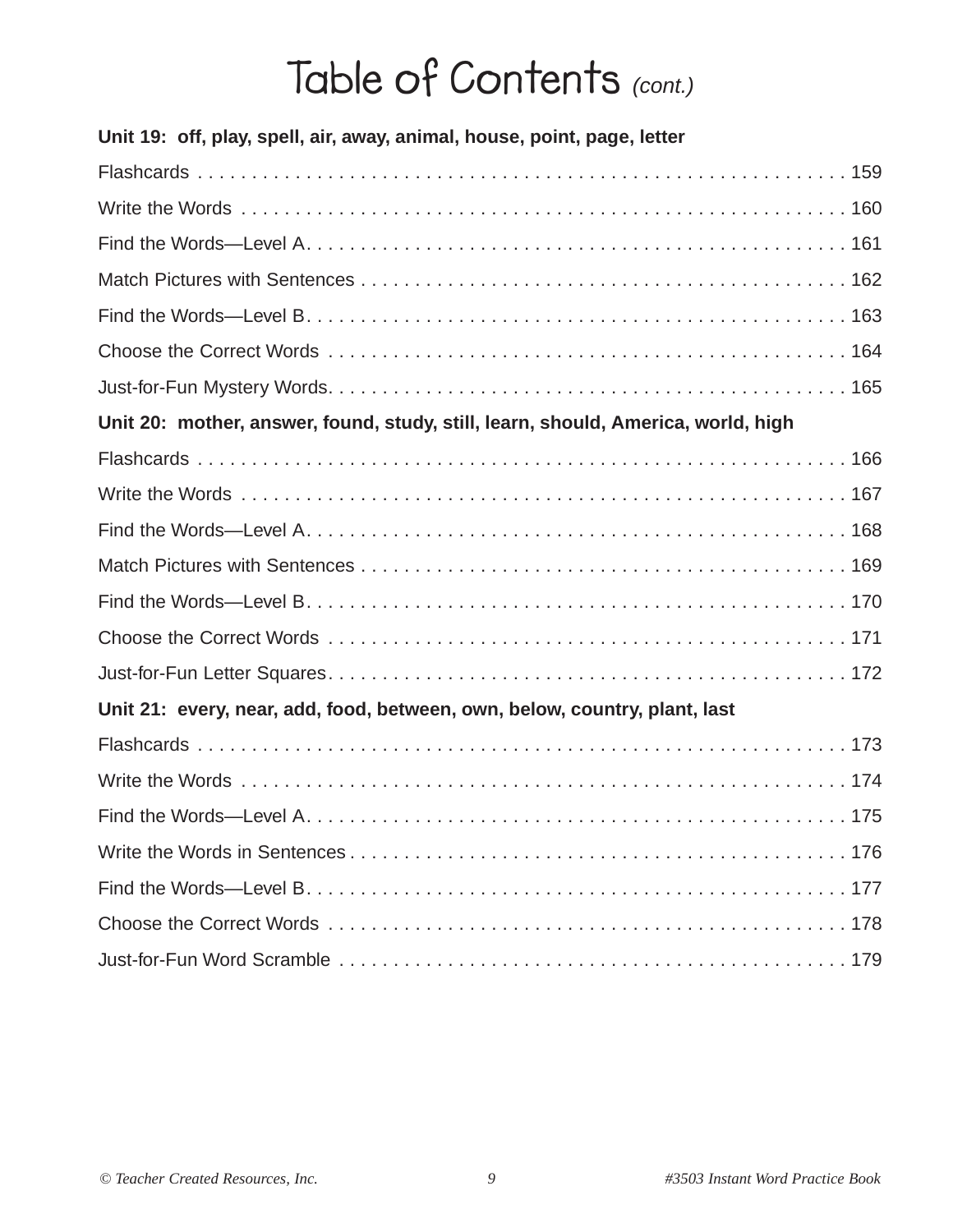# Table of Contents *(cont.)*

**Unit 19: off, play, spell, air, away, animal, house, point, page, letter**

Flashcards . . . . . . . . . . . . . . . . . . . . . . . . . . . . . . . . . . . . . . . . . . . . . . . . . . . . . . . . . . . 159

Write the Words . . . . . . . . . . . . . . . . . . . . . . . . . . . . . . . . . . . . . . . . . . . . . . . . . . . . . . . . 160

Find the Words—Level A . . . . . . . . . . . . . . . . . . . . . . . . . . . . . . . . . . . . . . . . . . . . . . . . . . 161

Match Pictures with Sentences . . . . . . . . . . . . . . . . . . . . . . . . . . . . . . . . . . . . . . . . . . . . . 162

Find the Words—Level B . . . . . . . . . . . . . . . . . . . . . . . . . . . . . . . . . . . . . . . . . . . . . . . . . . 163

Choose the Correct Words . . . . . . . . . . . . . . . . . . . . . . . . . . . . . . . . . . . . . . . . . . . . . . . . . 164

Just-for-Fun Mystery Words . . . . . . . . . . . . . . . . . . . . . . . . . . . . . . . . . . . . . . . . . . . . . . . . 165

**Unit 20: mother, answer, found, study, still, learn, should, America, world, high**

Flashcards . . . . . . . . . . . . . . . . . . . . . . . . . . . . . . . . . . . . . . . . . . . . . . . . . . . . . . . . . . . 166

Write the Words . . . . . . . . . . . . . . . . . . . . . . . . . . . . . . . . . . . . . . . . . . . . . . . . . . . . . . . . 167

Find the Words—Level A . . . . . . . . . . . . . . . . . . . . . . . . . . . . . . . . . . . . . . . . . . . . . . . . . . 168

Match Pictures with Sentences . . . . . . . . . . . . . . . . . . . . . . . . . . . . . . . . . . . . . . . . . . . . . 169

Find the Words—Level B . . . . . . . . . . . . . . . . . . . . . . . . . . . . . . . . . . . . . . . . . . . . . . . . . . 170

Choose the Correct Words . . . . . . . . . . . . . . . . . . . . . . . . . . . . . . . . . . . . . . . . . . . . . . . . . 171

Just-for-Fun Letter Squares . . . . . . . . . . . . . . . . . . . . . . . . . . . . . . . . . . . . . . . . . . . . . . . . 172

**Unit 21: every, near, add, food, between, own, below, country, plant, last**

Flashcards . . . . . . . . . . . . . . . . . . . . . . . . . . . . . . . . . . . . . . . . . . . . . . . . . . . . . . . . . . . 173

Write the Words . . . . . . . . . . . . . . . . . . . . . . . . . . . . . . . . . . . . . . . . . . . . . . . . . . . . . . . . 174

Find the Words—Level A . . . . . . . . . . . . . . . . . . . . . . . . . . . . . . . . . . . . . . . . . . . . . . . . . . 175

Write the Words in Sentences . . . . . . . . . . . . . . . . . . . . . . . . . . . . . . . . . . . . . . . . . . . . . . 176

Find the Words—Level B . . . . . . . . . . . . . . . . . . . . . . . . . . . . . . . . . . . . . . . . . . . . . . . . . . 177

Choose the Correct Words . . . . . . . . . . . . . . . . . . . . . . . . . . . . . . . . . . . . . . . . . . . . . . . . . 178

Just-for-Fun Word Scramble . . . . . . . . . . . . . . . . . . . . . . . . . . . . . . . . . . . . . . . . . . . . . . . 179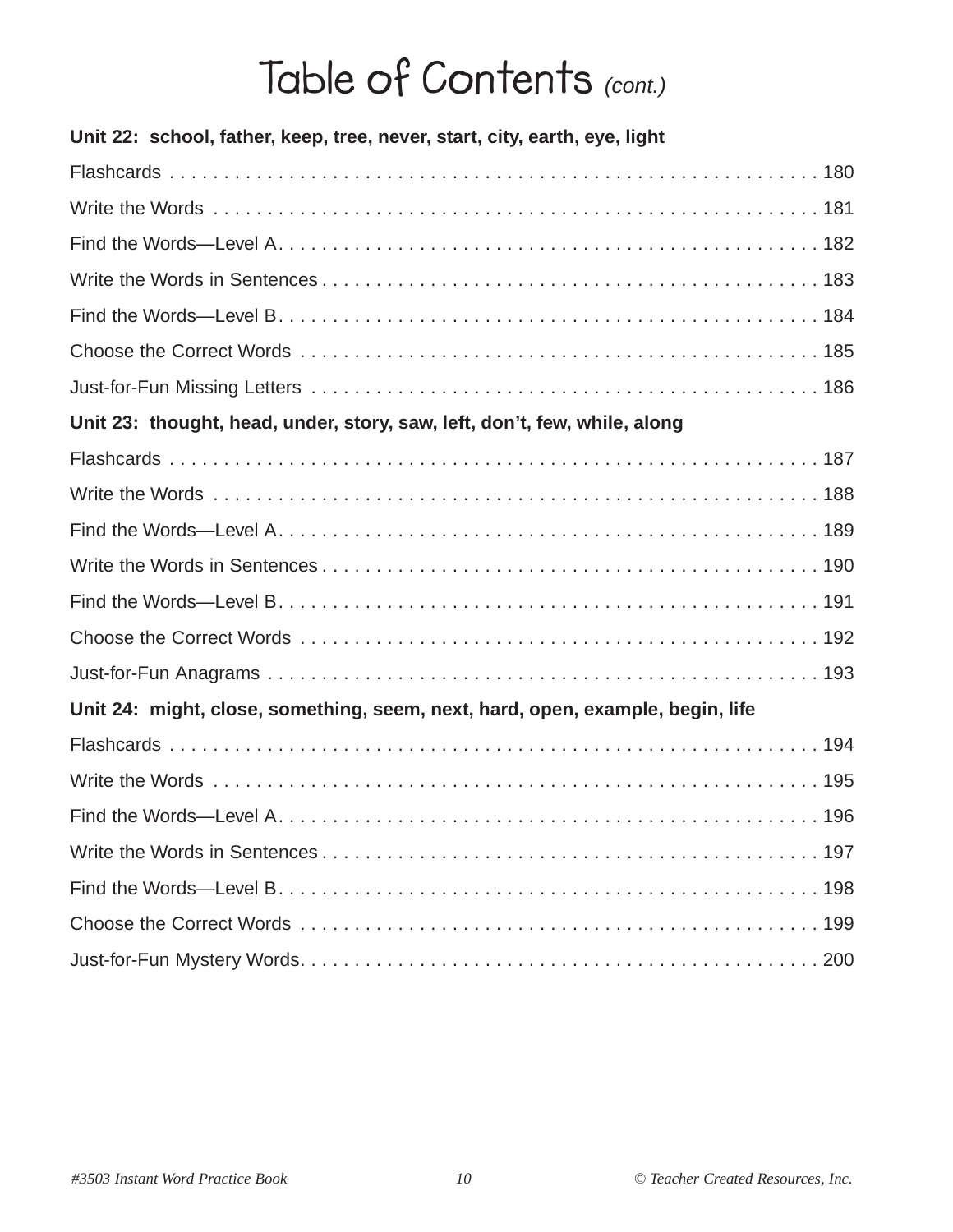# Table of Contents *(cont.)*

**Unit 22: school, father, keep, tree, never, start, city, earth, eye, light**

Flashcards . . . . . . . . . . . . . . . . . . . . . . . . . . . . . . . . . . . . . . . . . . . . . . . . . . . . . . . . . 180
Write the Words . . . . . . . . . . . . . . . . . . . . . . . . . . . . . . . . . . . . . . . . . . . . . . . . . . . . . . . 181
Find the Words—Level A . . . . . . . . . . . . . . . . . . . . . . . . . . . . . . . . . . . . . . . . . . . . . . . . . 182
Write the Words in Sentences . . . . . . . . . . . . . . . . . . . . . . . . . . . . . . . . . . . . . . . . . . . . . . 183
Find the Words—Level B . . . . . . . . . . . . . . . . . . . . . . . . . . . . . . . . . . . . . . . . . . . . . . . . . 184
Choose the Correct Words . . . . . . . . . . . . . . . . . . . . . . . . . . . . . . . . . . . . . . . . . . . . . . . . 185
Just-for-Fun Missing Letters . . . . . . . . . . . . . . . . . . . . . . . . . . . . . . . . . . . . . . . . . . . . . . 186

**Unit 23: thought, head, under, story, saw, left, don't, few, while, along**

Flashcards . . . . . . . . . . . . . . . . . . . . . . . . . . . . . . . . . . . . . . . . . . . . . . . . . . . . . . . . . 187
Write the Words . . . . . . . . . . . . . . . . . . . . . . . . . . . . . . . . . . . . . . . . . . . . . . . . . . . . . . . 188
Find the Words—Level A . . . . . . . . . . . . . . . . . . . . . . . . . . . . . . . . . . . . . . . . . . . . . . . . . 189
Write the Words in Sentences . . . . . . . . . . . . . . . . . . . . . . . . . . . . . . . . . . . . . . . . . . . . . . 190
Find the Words—Level B . . . . . . . . . . . . . . . . . . . . . . . . . . . . . . . . . . . . . . . . . . . . . . . . . 191
Choose the Correct Words . . . . . . . . . . . . . . . . . . . . . . . . . . . . . . . . . . . . . . . . . . . . . . . . 192
Just-for-Fun Anagrams . . . . . . . . . . . . . . . . . . . . . . . . . . . . . . . . . . . . . . . . . . . . . . . . . . 193

**Unit 24: might, close, something, seem, next, hard, open, example, begin, life**

Flashcards . . . . . . . . . . . . . . . . . . . . . . . . . . . . . . . . . . . . . . . . . . . . . . . . . . . . . . . . . 194
Write the Words . . . . . . . . . . . . . . . . . . . . . . . . . . . . . . . . . . . . . . . . . . . . . . . . . . . . . . . 195
Find the Words—Level A . . . . . . . . . . . . . . . . . . . . . . . . . . . . . . . . . . . . . . . . . . . . . . . . . 196
Write the Words in Sentences . . . . . . . . . . . . . . . . . . . . . . . . . . . . . . . . . . . . . . . . . . . . . . 197
Find the Words—Level B . . . . . . . . . . . . . . . . . . . . . . . . . . . . . . . . . . . . . . . . . . . . . . . . . 198
Choose the Correct Words . . . . . . . . . . . . . . . . . . . . . . . . . . . . . . . . . . . . . . . . . . . . . . . . 199
Just-for-Fun Mystery Words. . . . . . . . . . . . . . . . . . . . . . . . . . . . . . . . . . . . . . . . . . . . . . . 200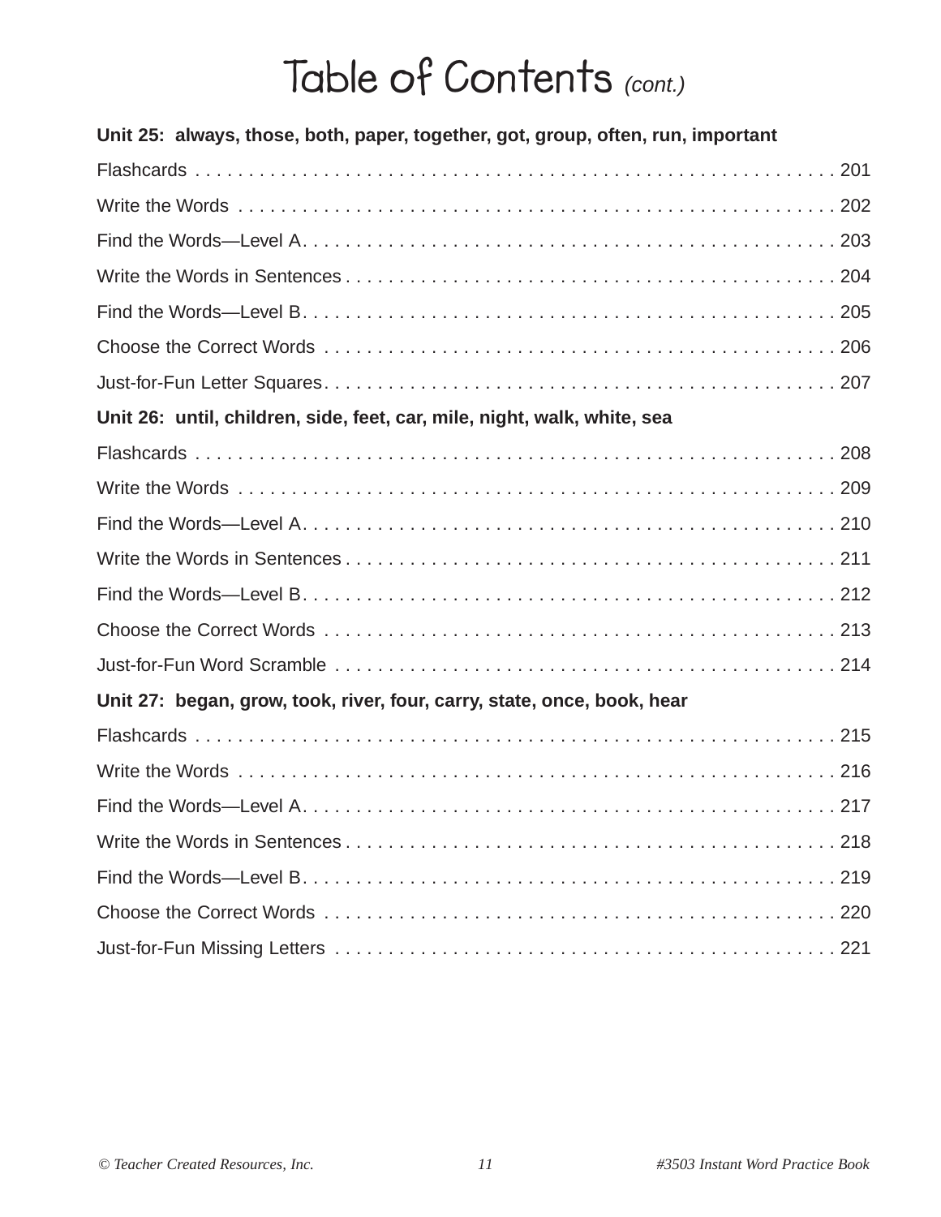# Table of Contents *(cont.)*

**Unit 25: always, those, both, paper, together, got, group, often, run, important**

Flashcards . . . . . . . . . . . . . . . . . . . . . . . . . . . . . . . . . . . . . . . . . . . . . . . . . . . . . . . . . 201

Write the Words . . . . . . . . . . . . . . . . . . . . . . . . . . . . . . . . . . . . . . . . . . . . . . . . . . . . . . 202

Find the Words—Level A. . . . . . . . . . . . . . . . . . . . . . . . . . . . . . . . . . . . . . . . . . . . . . . . . 203

Write the Words in Sentences . . . . . . . . . . . . . . . . . . . . . . . . . . . . . . . . . . . . . . . . . . . . . 204

Find the Words—Level B. . . . . . . . . . . . . . . . . . . . . . . . . . . . . . . . . . . . . . . . . . . . . . . . . 205

Choose the Correct Words . . . . . . . . . . . . . . . . . . . . . . . . . . . . . . . . . . . . . . . . . . . . . . . 206

Just-for-Fun Letter Squares. . . . . . . . . . . . . . . . . . . . . . . . . . . . . . . . . . . . . . . . . . . . . . . 207

**Unit 26: until, children, side, feet, car, mile, night, walk, white, sea**

Flashcards . . . . . . . . . . . . . . . . . . . . . . . . . . . . . . . . . . . . . . . . . . . . . . . . . . . . . . . . . . 208

Write the Words . . . . . . . . . . . . . . . . . . . . . . . . . . . . . . . . . . . . . . . . . . . . . . . . . . . . . . 209

Find the Words—Level A. . . . . . . . . . . . . . . . . . . . . . . . . . . . . . . . . . . . . . . . . . . . . . . . . 210

Write the Words in Sentences . . . . . . . . . . . . . . . . . . . . . . . . . . . . . . . . . . . . . . . . . . . . . 211

Find the Words—Level B. . . . . . . . . . . . . . . . . . . . . . . . . . . . . . . . . . . . . . . . . . . . . . . . . 212

Choose the Correct Words . . . . . . . . . . . . . . . . . . . . . . . . . . . . . . . . . . . . . . . . . . . . . . . 213

Just-for-Fun Word Scramble . . . . . . . . . . . . . . . . . . . . . . . . . . . . . . . . . . . . . . . . . . . . . . 214

**Unit 27: began, grow, took, river, four, carry, state, once, book, hear**

Flashcards . . . . . . . . . . . . . . . . . . . . . . . . . . . . . . . . . . . . . . . . . . . . . . . . . . . . . . . . . . 215

Write the Words . . . . . . . . . . . . . . . . . . . . . . . . . . . . . . . . . . . . . . . . . . . . . . . . . . . . . . 216

Find the Words—Level A. . . . . . . . . . . . . . . . . . . . . . . . . . . . . . . . . . . . . . . . . . . . . . . . . 217

Write the Words in Sentences . . . . . . . . . . . . . . . . . . . . . . . . . . . . . . . . . . . . . . . . . . . . . 218

Find the Words—Level B. . . . . . . . . . . . . . . . . . . . . . . . . . . . . . . . . . . . . . . . . . . . . . . . . 219

Choose the Correct Words . . . . . . . . . . . . . . . . . . . . . . . . . . . . . . . . . . . . . . . . . . . . . . . 220

Just-for-Fun Missing Letters . . . . . . . . . . . . . . . . . . . . . . . . . . . . . . . . . . . . . . . . . . . . . . 221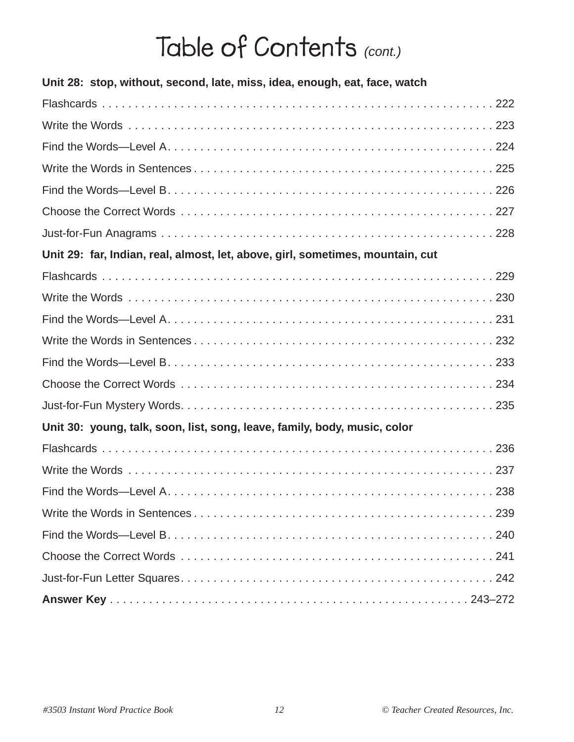# Table of Contents *(cont.)*

**Unit 28: stop, without, second, late, miss, idea, enough, eat, face, watch**

Flashcards . . . . . . . . . . . . . . . . . . . . . . . . . . . . . . . . . . . . . . . . . . . . . . . . . . . . . . . . . 222

Write the Words . . . . . . . . . . . . . . . . . . . . . . . . . . . . . . . . . . . . . . . . . . . . . . . . . . . . . 223

Find the Words—Level A . . . . . . . . . . . . . . . . . . . . . . . . . . . . . . . . . . . . . . . . . . . . . . . 224

Write the Words in Sentences . . . . . . . . . . . . . . . . . . . . . . . . . . . . . . . . . . . . . . . . . . . . 225

Find the Words—Level B . . . . . . . . . . . . . . . . . . . . . . . . . . . . . . . . . . . . . . . . . . . . . . . 226

Choose the Correct Words . . . . . . . . . . . . . . . . . . . . . . . . . . . . . . . . . . . . . . . . . . . . . . 227

Just-for-Fun Anagrams . . . . . . . . . . . . . . . . . . . . . . . . . . . . . . . . . . . . . . . . . . . . . . . . . 228

**Unit 29: far, Indian, real, almost, let, above, girl, sometimes, mountain, cut**

Flashcards . . . . . . . . . . . . . . . . . . . . . . . . . . . . . . . . . . . . . . . . . . . . . . . . . . . . . . . . . 229

Write the Words . . . . . . . . . . . . . . . . . . . . . . . . . . . . . . . . . . . . . . . . . . . . . . . . . . . . . 230

Find the Words—Level A . . . . . . . . . . . . . . . . . . . . . . . . . . . . . . . . . . . . . . . . . . . . . . . 231

Write the Words in Sentences . . . . . . . . . . . . . . . . . . . . . . . . . . . . . . . . . . . . . . . . . . . . 232

Find the Words—Level B . . . . . . . . . . . . . . . . . . . . . . . . . . . . . . . . . . . . . . . . . . . . . . . 233

Choose the Correct Words . . . . . . . . . . . . . . . . . . . . . . . . . . . . . . . . . . . . . . . . . . . . . . 234

Just-for-Fun Mystery Words . . . . . . . . . . . . . . . . . . . . . . . . . . . . . . . . . . . . . . . . . . . . . 235

**Unit 30: young, talk, soon, list, song, leave, family, body, music, color**

Flashcards . . . . . . . . . . . . . . . . . . . . . . . . . . . . . . . . . . . . . . . . . . . . . . . . . . . . . . . . . 236

Write the Words . . . . . . . . . . . . . . . . . . . . . . . . . . . . . . . . . . . . . . . . . . . . . . . . . . . . . 237

Find the Words—Level A . . . . . . . . . . . . . . . . . . . . . . . . . . . . . . . . . . . . . . . . . . . . . . . 238

Write the Words in Sentences . . . . . . . . . . . . . . . . . . . . . . . . . . . . . . . . . . . . . . . . . . . . 239

Find the Words—Level B . . . . . . . . . . . . . . . . . . . . . . . . . . . . . . . . . . . . . . . . . . . . . . . 240

Choose the Correct Words . . . . . . . . . . . . . . . . . . . . . . . . . . . . . . . . . . . . . . . . . . . . . . 241

Just-for-Fun Letter Squares . . . . . . . . . . . . . . . . . . . . . . . . . . . . . . . . . . . . . . . . . . . . . 242

**Answer Key** . . . . . . . . . . . . . . . . . . . . . . . . . . . . . . . . . . . . . . . . . . . . . . . . . . . . 243–272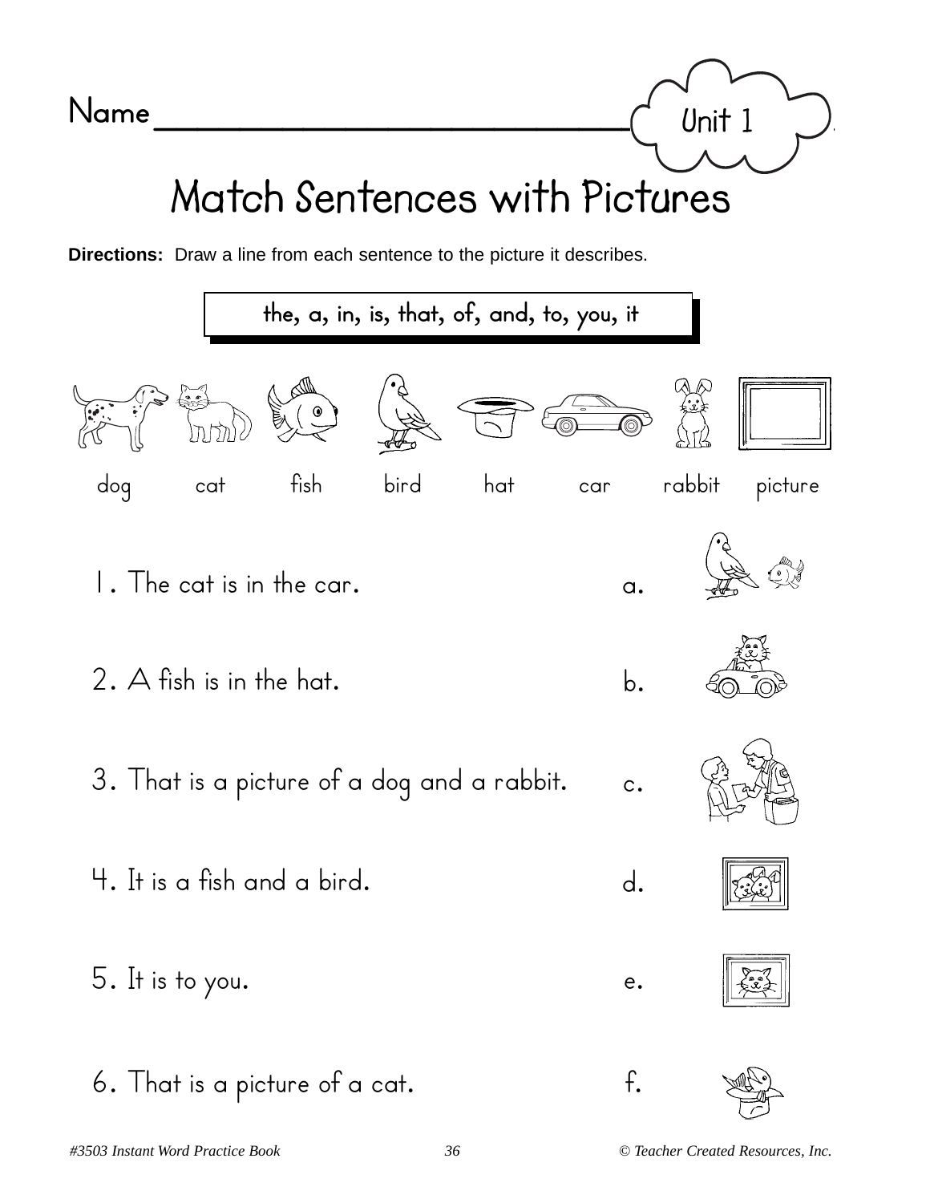Name ______________________________ Unit 1

# Match Sentences with Pictures

**Directions:** Draw a line from each sentence to the picture it describes.

the, a, in, is, that, of, and, to, you, it

dog cat fish bird hat car rabbit picture

1. The cat is in the car. a.

2. A fish is in the hat. b.

3. That is a picture of a dog and a rabbit. c.

4. It is a fish and a bird. d.

5. It is to you. e.

6. That is a picture of a cat. f.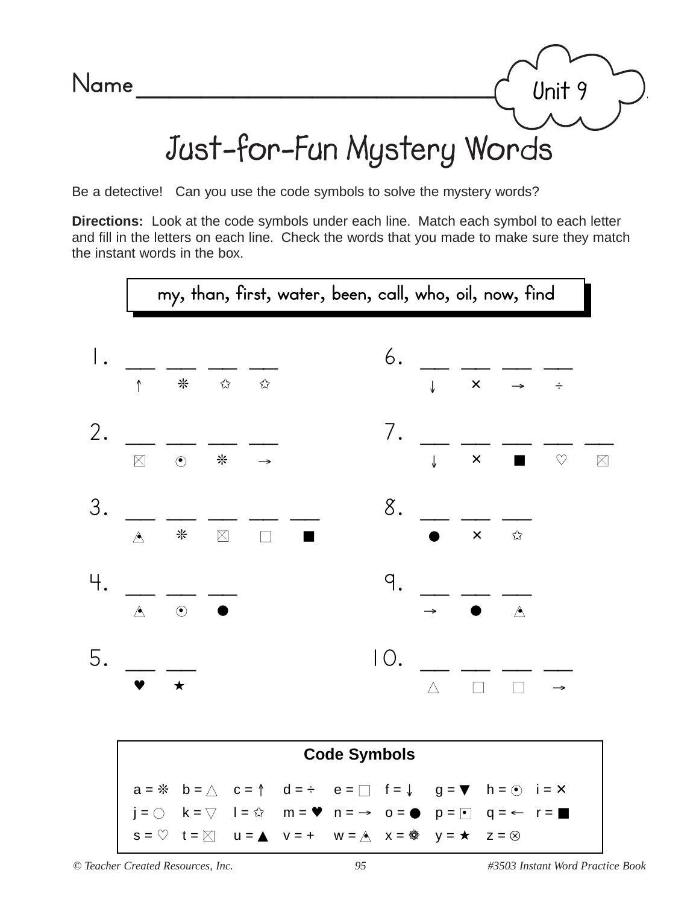Name ________________________________ Unit 9

# Just-for-Fun Mystery Words

Be a detective! Can you use the code symbols to solve the mystery words?

**Directions:** Look at the code symbols under each line. Match each symbol to each letter and fill in the letters on each line. Check the words that you made to make sure they match the instant words in the box.

> my, than, first, water, been, call, who, oil, now, find

1. ___ ___ ___ ___
   ↑ ❈ ✩ ✩

2. ___ ___ ___ ___
   ⊠ ⊙ ❈ →

3. ___ ___ ___ ___ ___
   ◬ ❈ ⊠ □ ■

4. ___ ___ ___
   ◬ ⊙ ●

5. ___ ___
   ♥ ★

6. ___ ___ ___ ___
   ↓ × → ÷

7. ___ ___ ___ ___ ___
   ↓ × ■ ♡ ⊠

8. ___ ___ ___
   ● × ✩

9. ___ ___ ___
   → ● ◬

10. ___ ___ ___ ___
    △ □ □ →

**Code Symbols**

| | | | | | | | | |
|---|---|---|---|---|---|---|---|---|
| a = ❈ | b = △ | c = ↑ | d = ÷ | e = □ | f = ↓ | g = ▼ | h = ⊙ | i = × |
| j = ○ | k = ▽ | l = ✩ | m = ♥ | n = → | o = ● | p = ⊡ | q = ← | r = ■ |
| s = ♡ | t = ⊠ | u = ▲ | v = + | w = ◬ | x = ❁ | y = ★ | z = ⊗ | |

© Teacher Created Resources, Inc. 95 #3503 Instant Word Practice Book